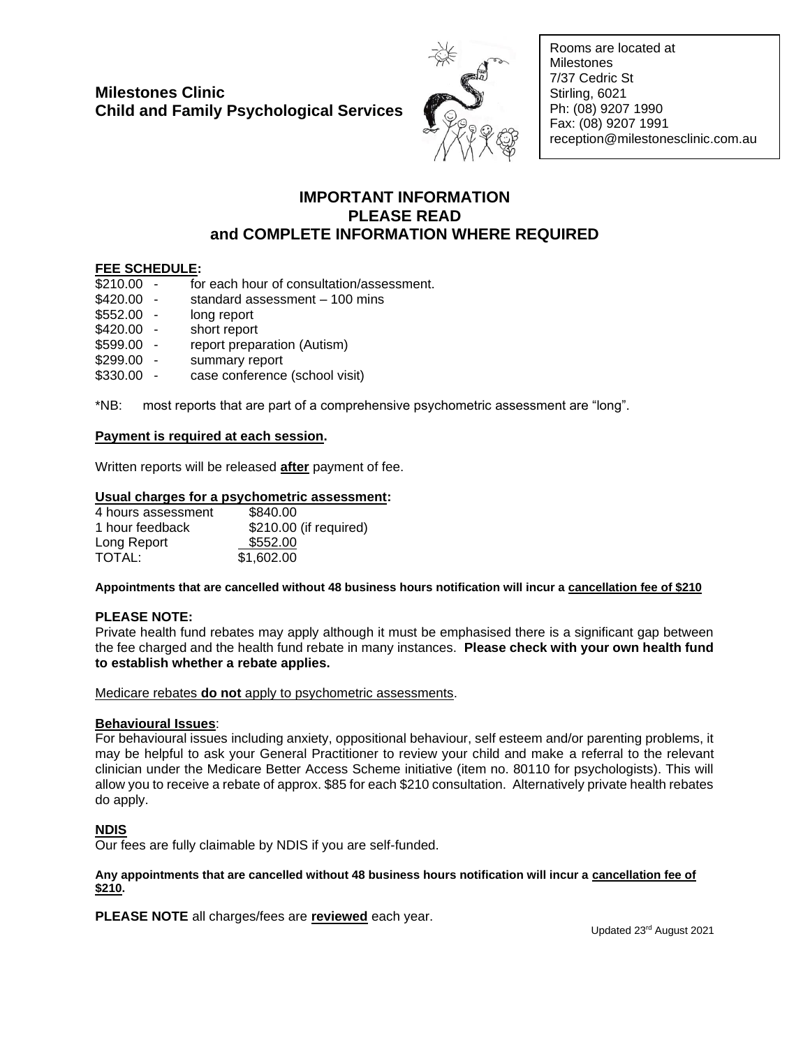**Milestones Clinic**
**Child and Family Psychological Services**

Rooms are located at
Milestones
7/37 Cedric St
Stirling, 6021
Ph: (08) 9207 1990
Fax: (08) 9207 1991
reception@milestonesclinic.com.au

# IMPORTANT INFORMATION
# PLEASE READ
# and COMPLETE INFORMATION WHERE REQUIRED

**FEE SCHEDULE:**

$210.00 - for each hour of consultation/assessment.
$420.00 - standard assessment – 100 mins
$552.00 - long report
$420.00 - short report
$599.00 - report preparation (Autism)
$299.00 - summary report
$330.00 - case conference (school visit)

*NB: most reports that are part of a comprehensive psychometric assessment are "long".

**Payment is required at each session.**

Written reports will be released **after** payment of fee.

**Usual charges for a psychometric assessment:**

| | |
|---|---|
| 4 hours assessment | $840.00 |
| 1 hour feedback | $210.00 (if required) |
| Long Report | $552.00 |
| TOTAL: | $1,602.00 |

**Appointments that are cancelled without 48 business hours notification will incur a cancellation fee of $210**

**PLEASE NOTE:**
Private health fund rebates may apply although it must be emphasised there is a significant gap between the fee charged and the health fund rebate in many instances. **Please check with your own health fund to establish whether a rebate applies.**

Medicare rebates **do not** apply to psychometric assessments.

**Behavioural Issues**:
For behavioural issues including anxiety, oppositional behaviour, self esteem and/or parenting problems, it may be helpful to ask your General Practitioner to review your child and make a referral to the relevant clinician under the Medicare Better Access Scheme initiative (item no. 80110 for psychologists). This will allow you to receive a rebate of approx. $85 for each $210 consultation. Alternatively private health rebates do apply.

**NDIS**
Our fees are fully claimable by NDIS if you are self-funded.

**Any appointments that are cancelled without 48 business hours notification will incur a cancellation fee of $210.**

**PLEASE NOTE** all charges/fees are **reviewed** each year.

Updated 23rd August 2021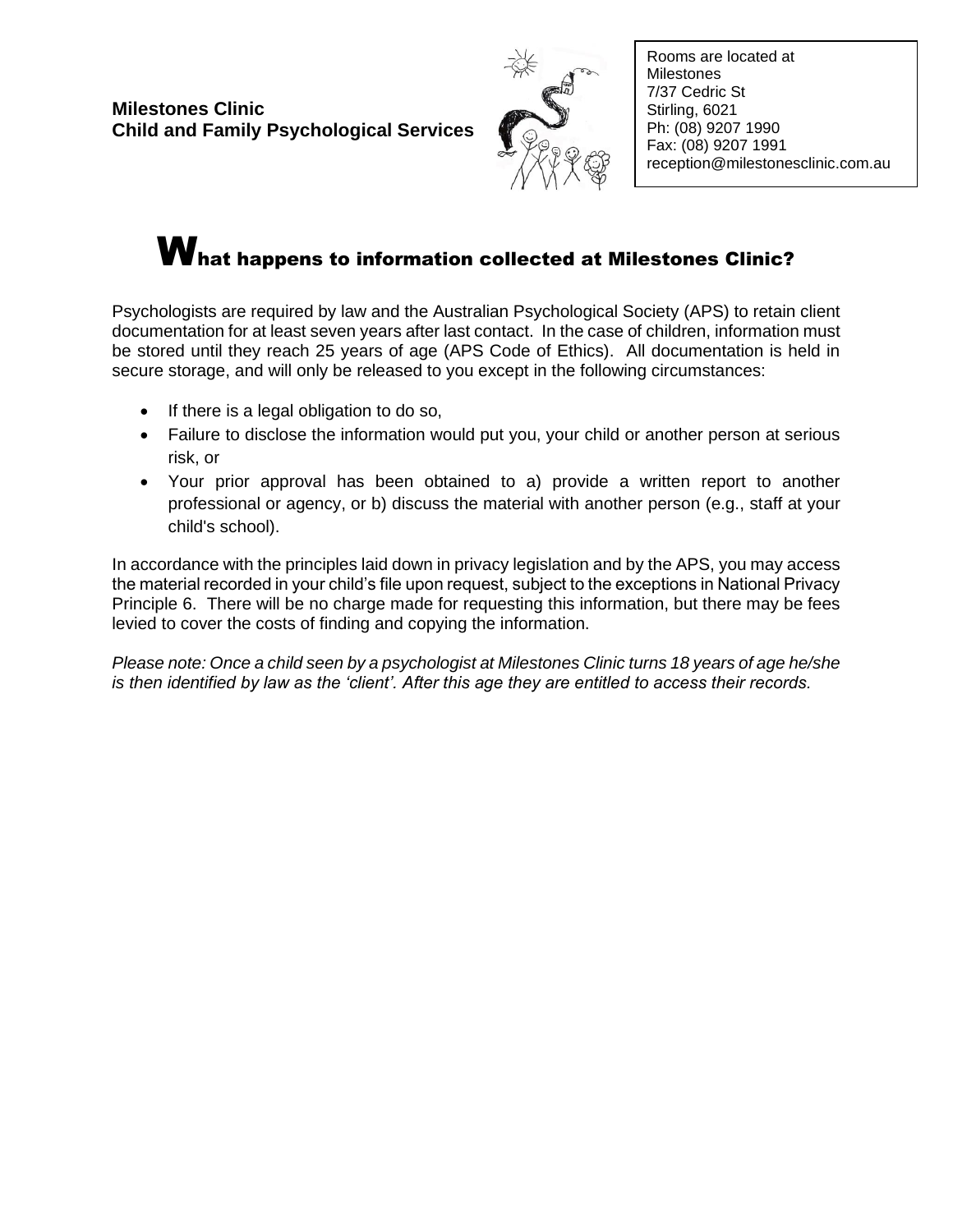**Milestones Clinic**
**Child and Family Psychological Services**

Rooms are located at
Milestones
7/37 Cedric St
Stirling, 6021
Ph: (08) 9207 1990
Fax: (08) 9207 1991
reception@milestonesclinic.com.au

# What happens to information collected at Milestones Clinic?

Psychologists are required by law and the Australian Psychological Society (APS) to retain client documentation for at least seven years after last contact. In the case of children, information must be stored until they reach 25 years of age (APS Code of Ethics). All documentation is held in secure storage, and will only be released to you except in the following circumstances:

- If there is a legal obligation to do so,
- Failure to disclose the information would put you, your child or another person at serious risk, or
- Your prior approval has been obtained to a) provide a written report to another professional or agency, or b) discuss the material with another person (e.g., staff at your child's school).

In accordance with the principles laid down in privacy legislation and by the APS, you may access the material recorded in your child's file upon request, subject to the exceptions in National Privacy Principle 6. There will be no charge made for requesting this information, but there may be fees levied to cover the costs of finding and copying the information.

*Please note: Once a child seen by a psychologist at Milestones Clinic turns 18 years of age he/she is then identified by law as the 'client'. After this age they are entitled to access their records.*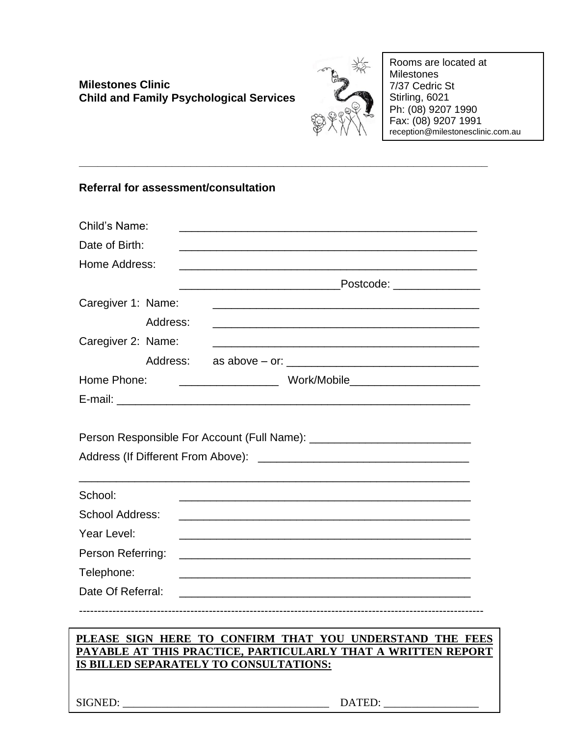**Milestones Clinic**
**Child and Family Psychological Services**

Rooms are located at
Milestones
7/37 Cedric St
Stirling, 6021
Ph: (08) 9207 1990
Fax: (08) 9207 1991
reception@milestonesclinic.com.au

---

**Referral for assessment/consultation**

Child's Name: ______________________________________________

Date of Birth: ______________________________________________

Home Address: ______________________________________________

________________________Postcode: ______________

Caregiver 1: Name: ______________________________________________

Address: ______________________________________________

Caregiver 2: Name: ______________________________________________

Address: as above – or: ______________________________

Home Phone: ________________ Work/Mobile______________________

E-mail: ______________________________________________________

Person Responsible For Account (Full Name): __________________________

Address (If Different From Above): __________________________________

______________________________________________________________

School: ______________________________________________

School Address: ______________________________________________

Year Level: ______________________________________________

Person Referring: ______________________________________________

Telephone: ______________________________________________

Date Of Referral: ______________________________________________

---

**PLEASE SIGN HERE TO CONFIRM THAT YOU UNDERSTAND THE FEES PAYABLE AT THIS PRACTICE, PARTICULARLY THAT A WRITTEN REPORT IS BILLED SEPARATELY TO CONSULTATIONS:**

SIGNED: ___________________________________ DATED: _________________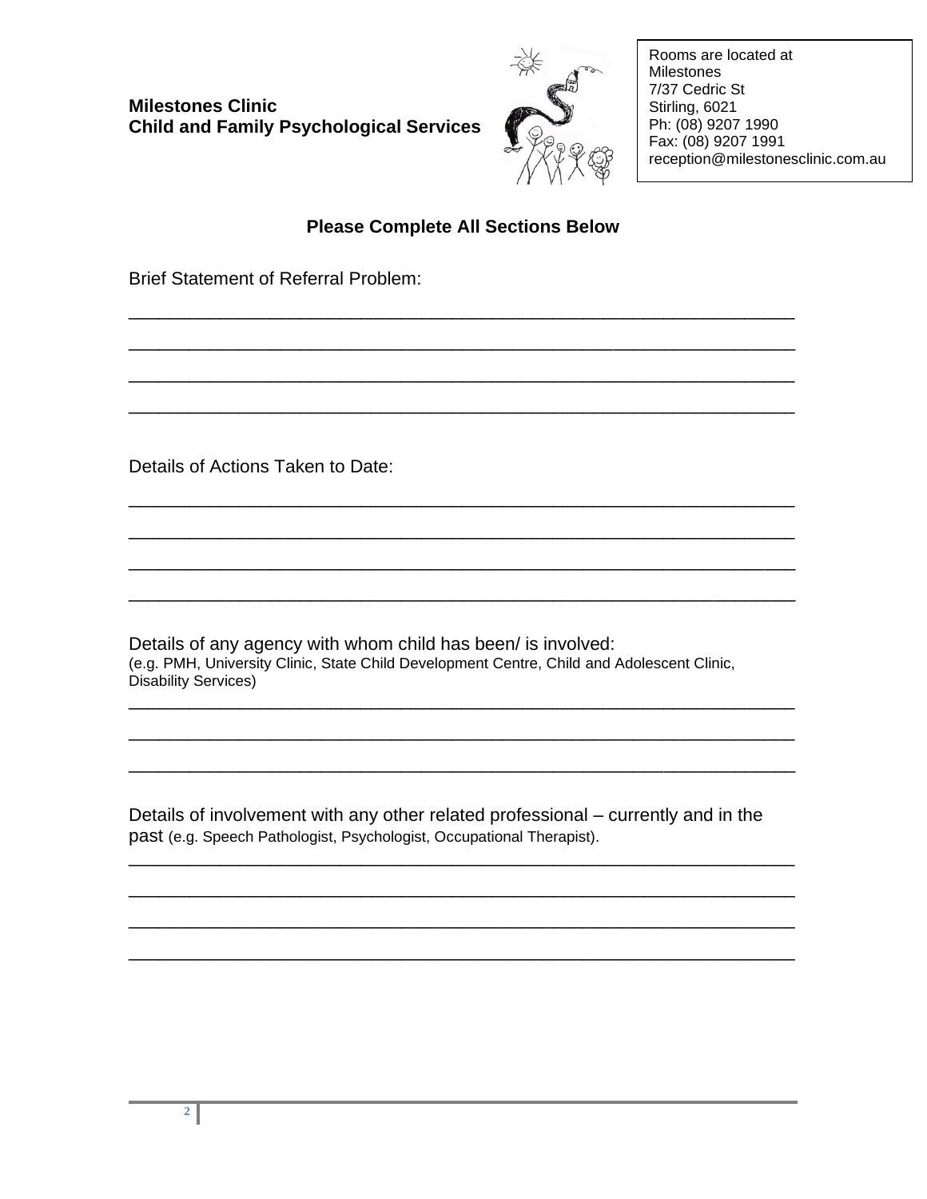**Milestones Clinic**
**Child and Family Psychological Services**

Rooms are located at
Milestones
7/37 Cedric St
Stirling, 6021
Ph: (08) 9207 1990
Fax: (08) 9207 1991
reception@milestonesclinic.com.au

## Please Complete All Sections Below

Brief Statement of Referral Problem:

________________________________________________________________

________________________________________________________________

________________________________________________________________

________________________________________________________________

Details of Actions Taken to Date:

________________________________________________________________

________________________________________________________________

________________________________________________________________

________________________________________________________________

Details of any agency with whom child has been/ is involved:
(e.g. PMH, University Clinic, State Child Development Centre, Child and Adolescent Clinic, Disability Services)

________________________________________________________________

________________________________________________________________

________________________________________________________________

Details of involvement with any other related professional – currently and in the past (e.g. Speech Pathologist, Psychologist, Occupational Therapist).

________________________________________________________________

________________________________________________________________

________________________________________________________________

________________________________________________________________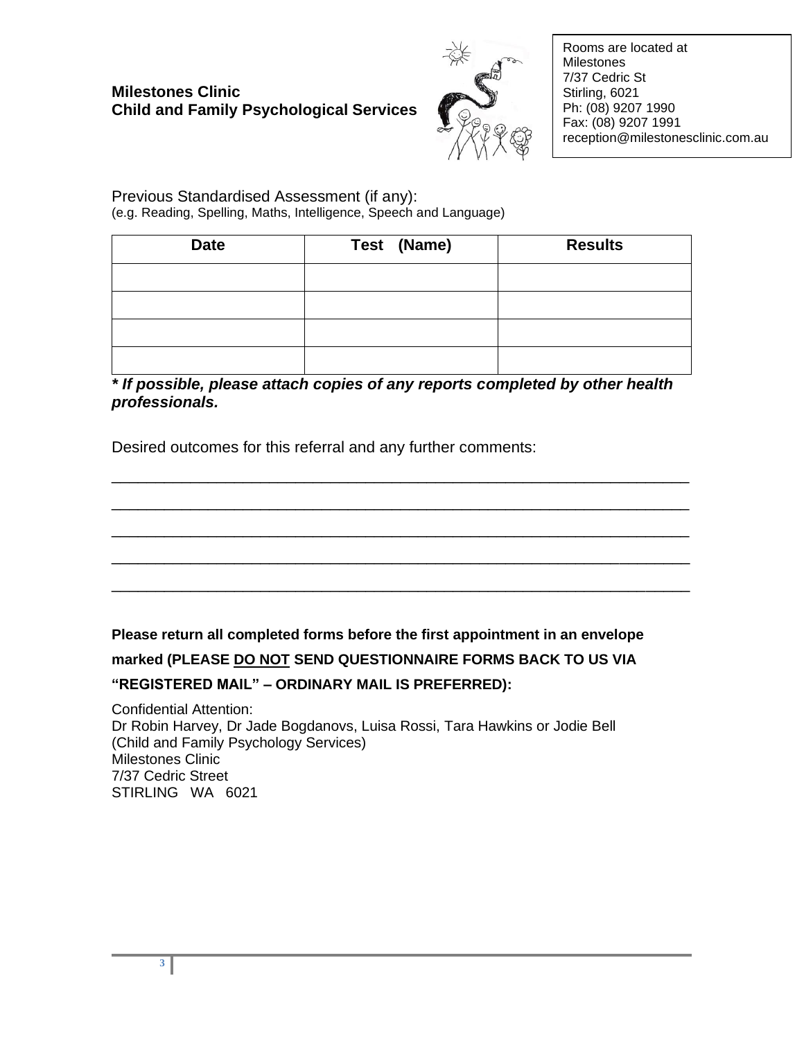**Milestones Clinic**
**Child and Family Psychological Services**

Rooms are located at
Milestones
7/37 Cedric St
Stirling, 6021
Ph: (08) 9207 1990
Fax: (08) 9207 1991
reception@milestonesclinic.com.au

Previous Standardised Assessment (if any):
(e.g. Reading, Spelling, Maths, Intelligence, Speech and Language)

| Date | Test (Name) | Results |
|---|---|---|
| | | |
| | | |
| | | |
| | | |

***\* If possible, please attach copies of any reports completed by other health professionals.***

Desired outcomes for this referral and any further comments:

______________________________________________________________________

______________________________________________________________________

______________________________________________________________________

______________________________________________________________________

______________________________________________________________________

**Please return all completed forms before the first appointment in an envelope marked (PLEASE <u>DO NOT</u> SEND QUESTIONNAIRE FORMS BACK TO US VIA "REGISTERED MAIL" – ORDINARY MAIL IS PREFERRED):**

Confidential Attention:
Dr Robin Harvey, Dr Jade Bogdanovs, Luisa Rossi, Tara Hawkins or Jodie Bell
(Child and Family Psychology Services)
Milestones Clinic
7/37 Cedric Street
STIRLING WA 6021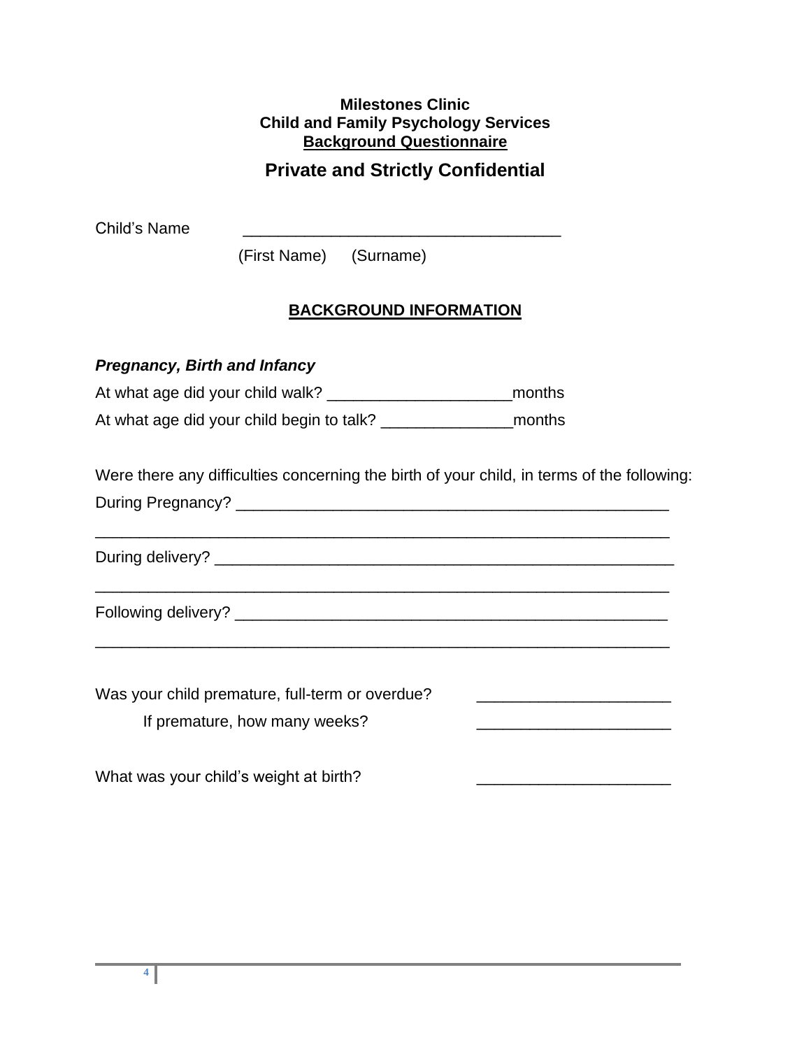**Milestones Clinic**
**Child and Family Psychology Services**
**Background Questionnaire**

## Private and Strictly Confidential

Child's Name ___________________________________

(First Name) (Surname)

## BACKGROUND INFORMATION

***Pregnancy, Birth and Infancy***

At what age did your child walk? ____________________months

At what age did your child begin to talk? ______________months

Were there any difficulties concerning the birth of your child, in terms of the following:

During Pregnancy? _______________________________________________

_______________________________________________________________

During delivery? _________________________________________________

_______________________________________________________________

Following delivery? _______________________________________________

_______________________________________________________________

Was your child premature, full-term or overdue? _____________________

If premature, how many weeks? _____________________

What was your child's weight at birth? _____________________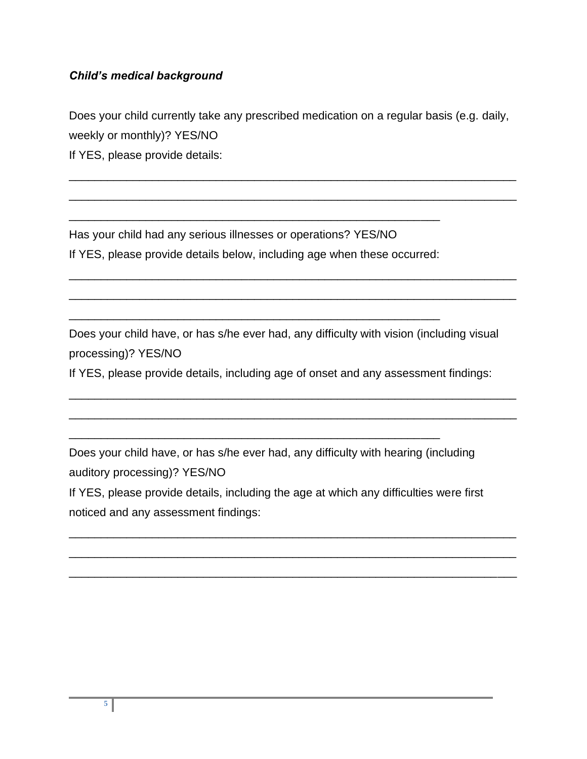***Child's medical background***

Does your child currently take any prescribed medication on a regular basis (e.g. daily, weekly or monthly)? YES/NO

If YES, please provide details:

________________________________________________________________________

________________________________________________________________________

____________________________________________________________

Has your child had any serious illnesses or operations? YES/NO

If YES, please provide details below, including age when these occurred:

________________________________________________________________________

________________________________________________________________________

____________________________________________________________

Does your child have, or has s/he ever had, any difficulty with vision (including visual processing)? YES/NO

If YES, please provide details, including age of onset and any assessment findings:

________________________________________________________________________

________________________________________________________________________

____________________________________________________________

Does your child have, or has s/he ever had, any difficulty with hearing (including auditory processing)? YES/NO

If YES, please provide details, including the age at which any difficulties were first noticed and any assessment findings:

________________________________________________________________________

________________________________________________________________________

________________________________________________________________________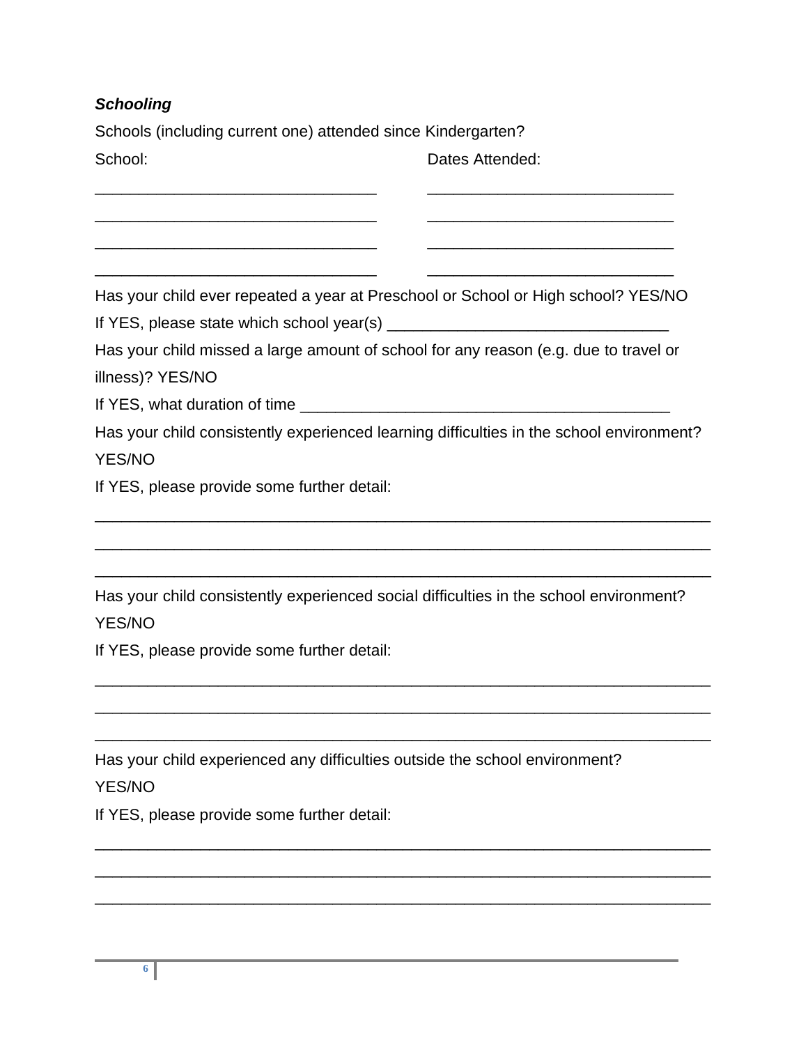***Schooling***

Schools (including current one) attended since Kindergarten?

| School: | Dates Attended: |
| --- | --- |
| ________________________________ | ____________________________ |
| ________________________________ | ____________________________ |
| ________________________________ | ____________________________ |
| ________________________________ | ____________________________ |

Has your child ever repeated a year at Preschool or School or High school? YES/NO

If YES, please state which school year(s) ________________________________

Has your child missed a large amount of school for any reason (e.g. due to travel or illness)? YES/NO

If YES, what duration of time __________________________________________

Has your child consistently experienced learning difficulties in the school environment? YES/NO

If YES, please provide some further detail:

______________________________________________________________________

______________________________________________________________________

______________________________________________________________________

Has your child consistently experienced social difficulties in the school environment? YES/NO

If YES, please provide some further detail:

______________________________________________________________________

______________________________________________________________________

______________________________________________________________________

Has your child experienced any difficulties outside the school environment? YES/NO

If YES, please provide some further detail:

______________________________________________________________________

______________________________________________________________________

______________________________________________________________________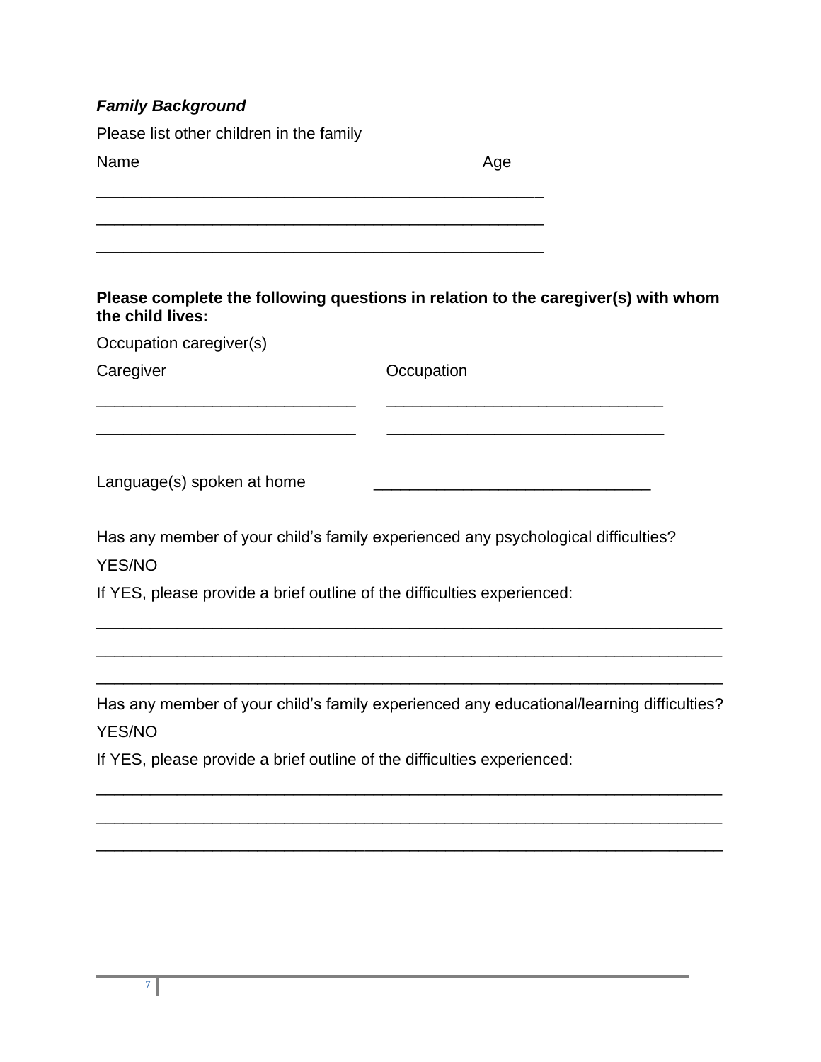***Family Background***

Please list other children in the family

Name Age

\_\_\_\_\_\_\_\_\_\_\_\_\_\_\_\_\_\_\_\_\_\_\_\_\_\_\_\_\_\_\_\_\_\_\_\_\_\_\_\_\_\_\_\_\_\_\_\_\_\_

\_\_\_\_\_\_\_\_\_\_\_\_\_\_\_\_\_\_\_\_\_\_\_\_\_\_\_\_\_\_\_\_\_\_\_\_\_\_\_\_\_\_\_\_\_\_\_\_\_\_

\_\_\_\_\_\_\_\_\_\_\_\_\_\_\_\_\_\_\_\_\_\_\_\_\_\_\_\_\_\_\_\_\_\_\_\_\_\_\_\_\_\_\_\_\_\_\_\_\_\_

**Please complete the following questions in relation to the caregiver(s) with whom the child lives:**

Occupation caregiver(s)

Caregiver Occupation

\_\_\_\_\_\_\_\_\_\_\_\_\_\_\_\_\_\_\_\_\_\_\_\_\_\_\_\_\_ \_\_\_\_\_\_\_\_\_\_\_\_\_\_\_\_\_\_\_\_\_\_\_\_\_\_\_\_\_\_

\_\_\_\_\_\_\_\_\_\_\_\_\_\_\_\_\_\_\_\_\_\_\_\_\_\_\_\_\_ \_\_\_\_\_\_\_\_\_\_\_\_\_\_\_\_\_\_\_\_\_\_\_\_\_\_\_\_\_\_

Language(s) spoken at home \_\_\_\_\_\_\_\_\_\_\_\_\_\_\_\_\_\_\_\_\_\_\_\_\_\_\_\_\_\_

Has any member of your child's family experienced any psychological difficulties?

YES/NO

If YES, please provide a brief outline of the difficulties experienced:

\_\_\_\_\_\_\_\_\_\_\_\_\_\_\_\_\_\_\_\_\_\_\_\_\_\_\_\_\_\_\_\_\_\_\_\_\_\_\_\_\_\_\_\_\_\_\_\_\_\_\_\_\_\_\_\_\_\_\_\_\_\_\_\_\_\_\_\_

\_\_\_\_\_\_\_\_\_\_\_\_\_\_\_\_\_\_\_\_\_\_\_\_\_\_\_\_\_\_\_\_\_\_\_\_\_\_\_\_\_\_\_\_\_\_\_\_\_\_\_\_\_\_\_\_\_\_\_\_\_\_\_\_\_\_\_\_

\_\_\_\_\_\_\_\_\_\_\_\_\_\_\_\_\_\_\_\_\_\_\_\_\_\_\_\_\_\_\_\_\_\_\_\_\_\_\_\_\_\_\_\_\_\_\_\_\_\_\_\_\_\_\_\_\_\_\_\_\_\_\_\_\_\_\_\_

Has any member of your child's family experienced any educational/learning difficulties?

YES/NO

If YES, please provide a brief outline of the difficulties experienced:

\_\_\_\_\_\_\_\_\_\_\_\_\_\_\_\_\_\_\_\_\_\_\_\_\_\_\_\_\_\_\_\_\_\_\_\_\_\_\_\_\_\_\_\_\_\_\_\_\_\_\_\_\_\_\_\_\_\_\_\_\_\_\_\_\_\_\_\_

\_\_\_\_\_\_\_\_\_\_\_\_\_\_\_\_\_\_\_\_\_\_\_\_\_\_\_\_\_\_\_\_\_\_\_\_\_\_\_\_\_\_\_\_\_\_\_\_\_\_\_\_\_\_\_\_\_\_\_\_\_\_\_\_\_\_\_\_

\_\_\_\_\_\_\_\_\_\_\_\_\_\_\_\_\_\_\_\_\_\_\_\_\_\_\_\_\_\_\_\_\_\_\_\_\_\_\_\_\_\_\_\_\_\_\_\_\_\_\_\_\_\_\_\_\_\_\_\_\_\_\_\_\_\_\_\_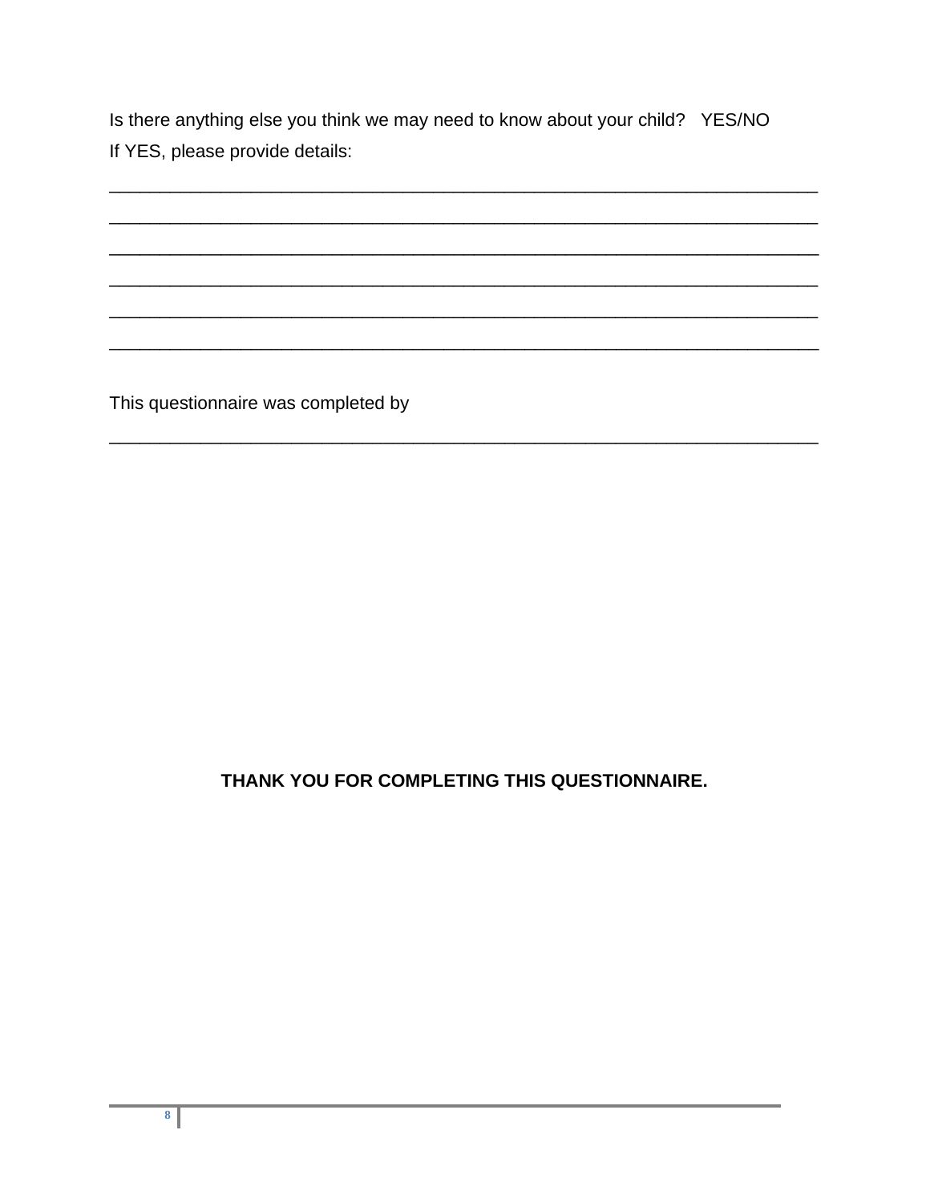Is there anything else you think we may need to know about your child?   YES/NO

If YES, please provide details:

___________________________________________________________________________

___________________________________________________________________________

___________________________________________________________________________

___________________________________________________________________________

___________________________________________________________________________

___________________________________________________________________________

This questionnaire was completed by

___________________________________________________________________________

**THANK YOU FOR COMPLETING THIS QUESTIONNAIRE.**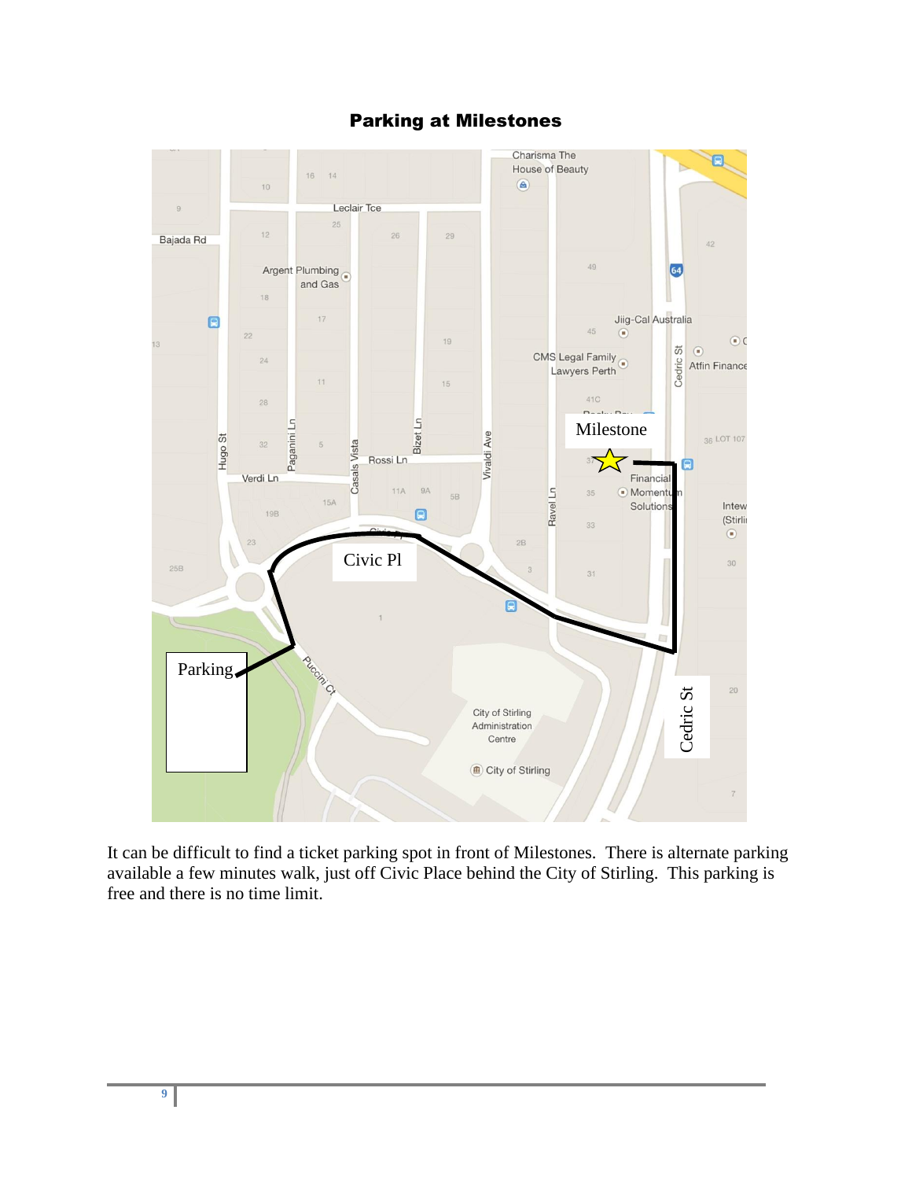## Parking at Milestones

Milestone

Civic Pl

Parking

Cedric St

It can be difficult to find a ticket parking spot in front of Milestones. There is alternate parking available a few minutes walk, just off Civic Place behind the City of Stirling. This parking is free and there is no time limit.